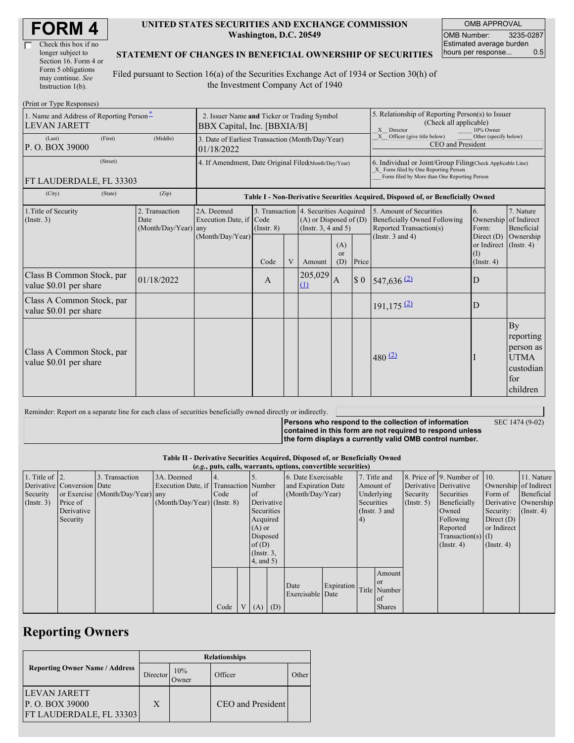# FORM 4

☐ Check this box if no longer subject to Section 16. Form 4 or Form 5 obligations may continue. *See* Instruction 1(b).

**UNITED STATES SECURITIES AND EXCHANGE COMMISSION**
**Washington, D.C. 20549**

**STATEMENT OF CHANGES IN BENEFICIAL OWNERSHIP OF SECURITIES**

Filed pursuant to Section 16(a) of the Securities Exchange Act of 1934 or Section 30(h) of the Investment Company Act of 1940

| OMB APPROVAL | |
|---|---|
| OMB Number: | 3235-0287 |
| Estimated average burden hours per response... | 0.5 |

(Print or Type Responses)

| 1. Name and Address of Reporting Person* | 2. Issuer Name and Ticker or Trading Symbol | 5. Relationship of Reporting Person(s) to Issuer (Check all applicable) |
|---|---|---|
| LEVAN JARETT | BBX Capital, Inc. [BBXIA/B] | X Director ___ 10% Owner |
| (Last) (First) (Middle) P. O. BOX 39000 | 3. Date of Earliest Transaction (Month/Day/Year) 01/18/2022 | X Officer (give title below) ___ Other (specify below) CEO and President |
| (Street) FT LAUDERDALE, FL 33303 | 4. If Amendment, Date Original Filed (Month/Day/Year) | 6. Individual or Joint/Group Filing (Check Applicable Line) X Form filed by One Reporting Person ___ Form filed by More than One Reporting Person |
| (City) (State) (Zip) | | |

**Table I - Non-Derivative Securities Acquired, Disposed of, or Beneficially Owned**

| 1.Title of Security (Instr. 3) | 2. Transaction Date (Month/Day/Year) | 2A. Deemed Execution Date, if any (Month/Day/Year) | 3. Transaction Code (Instr. 8) | | 4. Securities Acquired (A) or Disposed of (D) (Instr. 3, 4 and 5) | | | 5. Amount of Securities Beneficially Owned Following Reported Transaction(s) (Instr. 3 and 4) | 6. Ownership Form: Direct (D) or Indirect (I) (Instr. 4) | 7. Nature of Indirect Beneficial Ownership (Instr. 4) |
|---|---|---|---|---|---|---|---|---|---|---|
| | | | Code | V | Amount | (A) or (D) | Price | | | |
| Class B Common Stock, par value $0.01 per share | 01/18/2022 | | A | | 205,029 (1) | A | $ 0 | 547,636 (2) | D | |
| Class A Common Stock, par value $0.01 per share | | | | | | | | 191,175 (2) | D | |
| Class A Common Stock, par value $0.01 per share | | | | | | | | 480 (2) | I | By reporting person as UTMA custodian for children |

Reminder: Report on a separate line for each class of securities beneficially owned directly or indirectly.

**Persons who respond to the collection of information contained in this form are not required to respond unless the form displays a currently valid OMB control number.** SEC 1474 (9-02)

**Table II - Derivative Securities Acquired, Disposed of, or Beneficially Owned**
**(*e.g.*, puts, calls, warrants, options, convertible securities)**

| 1. Title of Derivative Security (Instr. 3) | 2. Conversion or Exercise Price of Derivative Security | 3. Transaction Date (Month/Day/Year) | 3A. Deemed Execution Date, if any (Month/Day/Year) | 4. Transaction Code (Instr. 8) | | 5. Number of Derivative Securities Acquired (A) or Disposed of (D) (Instr. 3, 4, and 5) | | 6. Date Exercisable and Expiration Date (Month/Day/Year) | | 7. Title and Amount of Underlying Securities (Instr. 3 and 4) | | 8. Price of Derivative Security (Instr. 5) | 9. Number of Derivative Securities Beneficially Owned Following Reported Transaction(s) (Instr. 4) | 10. Ownership Form of Derivative Security: Direct (D) or Indirect (I) (Instr. 4) | 11. Nature of Indirect Beneficial Ownership (Instr. 4) |
|---|---|---|---|---|---|---|---|---|---|---|---|---|---|---|---|
| | | | | Code | V | (A) | (D) | Date Exercisable | Expiration Date | Title | Amount or Number of Shares | | | | |

## Reporting Owners

| Reporting Owner Name / Address | Relationships | | | |
|---|---|---|---|---|
| | Director | 10% Owner | Officer | Other |
| LEVAN JARETT<br>P. O. BOX 39000<br>FT LAUDERDALE, FL 33303 | X | | CEO and President | |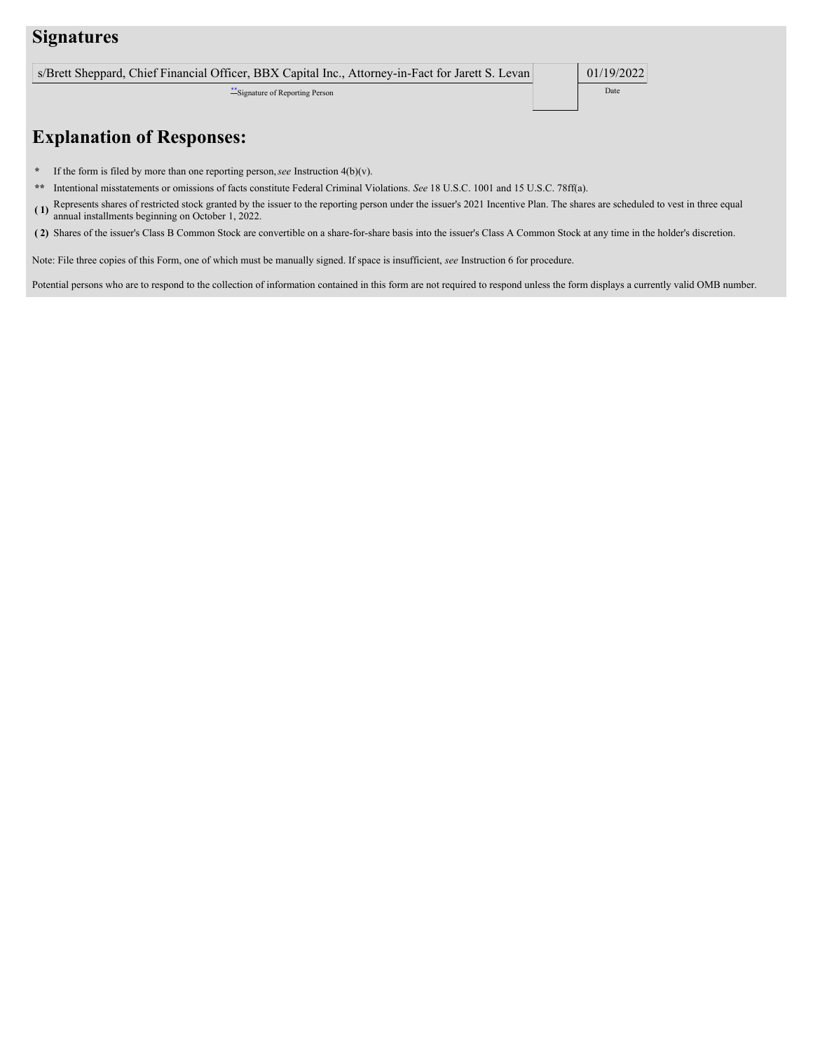## Signatures

| | | |
|---|---|---|
| s/Brett Sheppard, Chief Financial Officer, BBX Capital Inc., Attorney-in-Fact for Jarett S. Levan | | 01/19/2022 |
| **Signature of Reporting Person | | Date |

## Explanation of Responses:

\* If the form is filed by more than one reporting person, *see* Instruction 4(b)(v).

** Intentional misstatements or omissions of facts constitute Federal Criminal Violations. *See* 18 U.S.C. 1001 and 15 U.S.C. 78ff(a).

( 1) Represents shares of restricted stock granted by the issuer to the reporting person under the issuer's 2021 Incentive Plan. The shares are scheduled to vest in three equal annual installments beginning on October 1, 2022.

( 2) Shares of the issuer's Class B Common Stock are convertible on a share-for-share basis into the issuer's Class A Common Stock at any time in the holder's discretion.

Note: File three copies of this Form, one of which must be manually signed. If space is insufficient, *see* Instruction 6 for procedure.

Potential persons who are to respond to the collection of information contained in this form are not required to respond unless the form displays a currently valid OMB number.